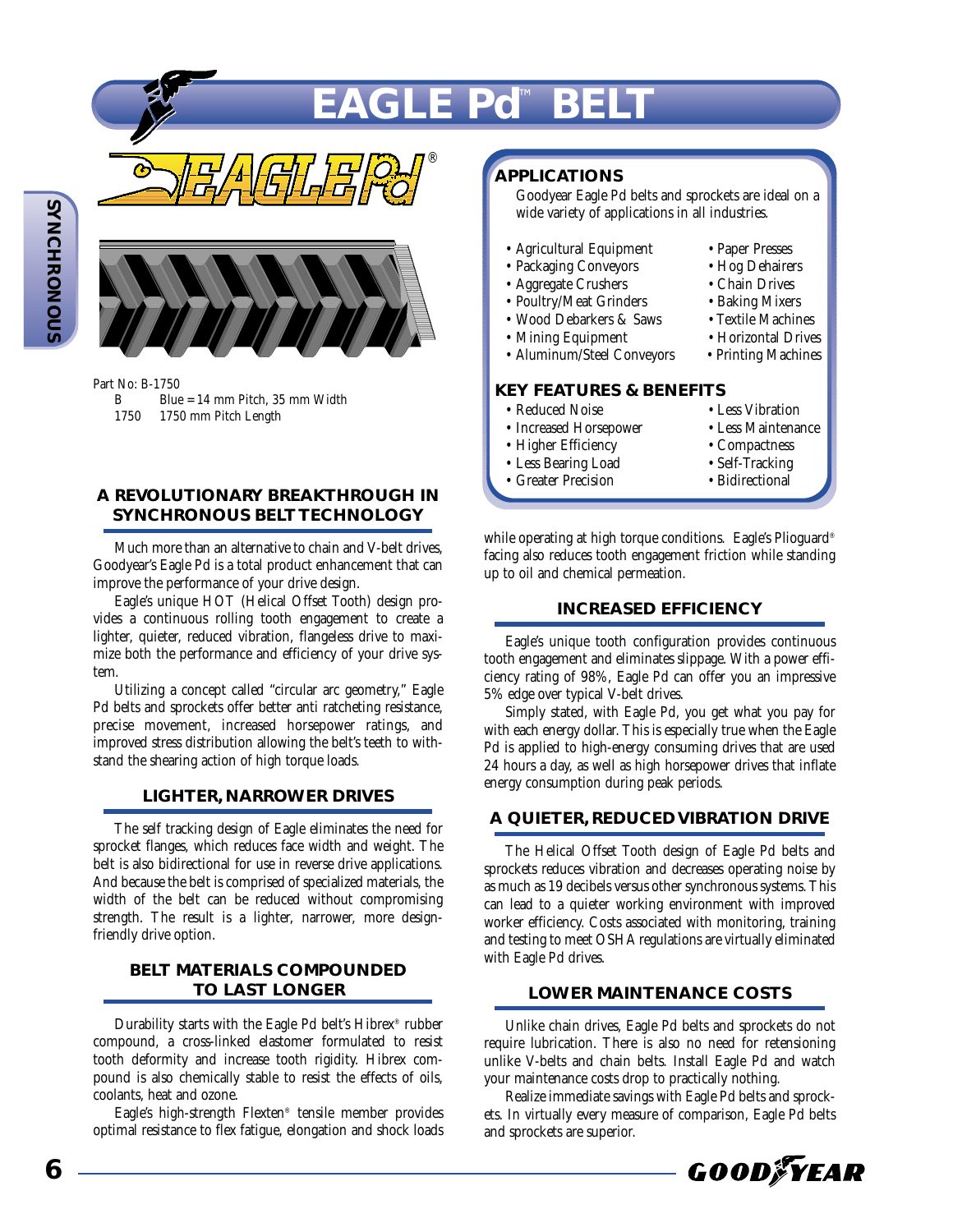# EAGLE Pd™ BELT

Part No: B-1750

| | |
|---|---|
| B | Blue = 14 mm Pitch, 35 mm Width |
| 1750 | 1750 mm Pitch Length |

## A REVOLUTIONARY BREAKTHROUGH IN SYNCHRONOUS BELT TECHNOLOGY

Much more than an alternative to chain and V-belt drives, Goodyear's Eagle Pd is a total product enhancement that can improve the performance of your drive design.

Eagle's unique HOT (Helical Offset Tooth) design provides a continuous rolling tooth engagement to create a lighter, quieter, reduced vibration, flangeless drive to maximize both the performance and efficiency of your drive system.

Utilizing a concept called "circular arc geometry," Eagle Pd belts and sprockets offer better anti ratcheting resistance, precise movement, increased horsepower ratings, and improved stress distribution allowing the belt's teeth to withstand the shearing action of high torque loads.

## LIGHTER, NARROWER DRIVES

The self tracking design of Eagle eliminates the need for sprocket flanges, which reduces face width and weight. The belt is also bidirectional for use in reverse drive applications. And because the belt is comprised of specialized materials, the width of the belt can be reduced without compromising strength. The result is a lighter, narrower, more design-friendly drive option.

## BELT MATERIALS COMPOUNDED TO LAST LONGER

Durability starts with the Eagle Pd belt's Hibrex® rubber compound, a cross-linked elastomer formulated to resist tooth deformity and increase tooth rigidity. Hibrex compound is also chemically stable to resist the effects of oils, coolants, heat and ozone.

Eagle's high-strength Flexten® tensile member provides optimal resistance to flex fatigue, elongation and shock loads while operating at high torque conditions. Eagle's Plioguard® facing also reduces tooth engagement friction while standing up to oil and chemical permeation.

## APPLICATIONS

Goodyear Eagle Pd belts and sprockets are ideal on a wide variety of applications in all industries.

- Agricultural Equipment
- Packaging Conveyors
- Aggregate Crushers
- Poultry/Meat Grinders
- Wood Debarkers & Saws
- Mining Equipment
- Aluminum/Steel Conveyors
- Paper Presses
- Hog Dehairers
- Chain Drives
- Baking Mixers
- Textile Machines
- Horizontal Drives
- Printing Machines

## KEY FEATURES & BENEFITS

- Reduced Noise
- Increased Horsepower
- Higher Efficiency
- Less Bearing Load
- Greater Precision
- Less Vibration
- Less Maintenance
- Compactness
- Self-Tracking
- Bidirectional

## INCREASED EFFICIENCY

Eagle's unique tooth configuration provides continuous tooth engagement and eliminates slippage. With a power efficiency rating of 98%, Eagle Pd can offer you an impressive 5% edge over typical V-belt drives.

Simply stated, with Eagle Pd, you get what you pay for with each energy dollar. This is especially true when the Eagle Pd is applied to high-energy consuming drives that are used 24 hours a day, as well as high horsepower drives that inflate energy consumption during peak periods.

## A QUIETER, REDUCED VIBRATION DRIVE

The Helical Offset Tooth design of Eagle Pd belts and sprockets reduces vibration and decreases operating noise by as much as 19 decibels versus other synchronous systems. This can lead to a quieter working environment with improved worker efficiency. Costs associated with monitoring, training and testing to meet OSHA regulations are virtually eliminated with Eagle Pd drives.

## LOWER MAINTENANCE COSTS

Unlike chain drives, Eagle Pd belts and sprockets do not require lubrication. There is also no need for retensioning unlike V-belts and chain belts. Install Eagle Pd and watch your maintenance costs drop to practically nothing.

Realize immediate savings with Eagle Pd belts and sprockets. In virtually every measure of comparison, Eagle Pd belts and sprockets are superior.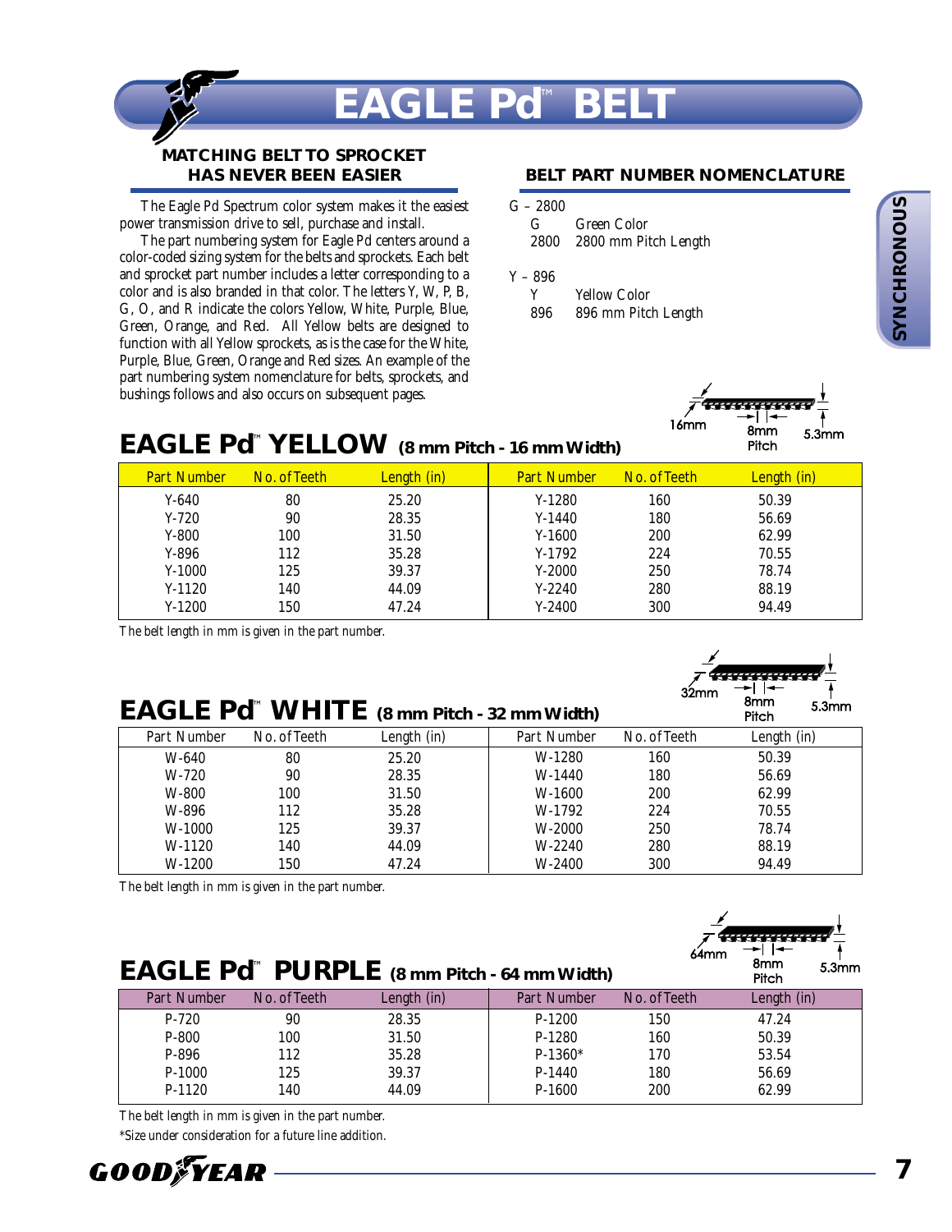# EAGLE Pd™ BELT

## MATCHING BELT TO SPROCKET HAS NEVER BEEN EASIER

The Eagle Pd Spectrum color system makes it the easiest power transmission drive to sell, purchase and install.

The part numbering system for Eagle Pd centers around a color-coded sizing system for the belts and sprockets. Each belt and sprocket part number includes a letter corresponding to a color and is also branded in that color. The letters Y, W, P, B, G, O, and R indicate the colors Yellow, White, Purple, Blue, Green, Orange, and Red. All Yellow belts are designed to function with all Yellow sprockets, as is the case for the White, Purple, Blue, Green, Orange and Red sizes. An example of the part numbering system nomenclature for belts, sprockets, and bushings follows and also occurs on subsequent pages.

## BELT PART NUMBER NOMENCLATURE

G – 2800
- G — Green Color
- 2800 — 2800 mm Pitch Length

Y – 896
- Y — Yellow Color
- 896 — 896 mm Pitch Length

## EAGLE Pd™ YELLOW (8 mm Pitch - 16 mm Width)

16mm · 8mm Pitch · 5.3mm

| Part Number | No. of Teeth | Length (in) | Part Number | No. of Teeth | Length (in) |
|---|---|---|---|---|---|
| Y-640 | 80 | 25.20 | Y-1280 | 160 | 50.39 |
| Y-720 | 90 | 28.35 | Y-1440 | 180 | 56.69 |
| Y-800 | 100 | 31.50 | Y-1600 | 200 | 62.99 |
| Y-896 | 112 | 35.28 | Y-1792 | 224 | 70.55 |
| Y-1000 | 125 | 39.37 | Y-2000 | 250 | 78.74 |
| Y-1120 | 140 | 44.09 | Y-2240 | 280 | 88.19 |
| Y-1200 | 150 | 47.24 | Y-2400 | 300 | 94.49 |

The belt length in mm is given in the part number.

## EAGLE Pd™ WHITE (8 mm Pitch - 32 mm Width)

32mm · 8mm Pitch · 5.3mm

| Part Number | No. of Teeth | Length (in) | Part Number | No. of Teeth | Length (in) |
|---|---|---|---|---|---|
| W-640 | 80 | 25.20 | W-1280 | 160 | 50.39 |
| W-720 | 90 | 28.35 | W-1440 | 180 | 56.69 |
| W-800 | 100 | 31.50 | W-1600 | 200 | 62.99 |
| W-896 | 112 | 35.28 | W-1792 | 224 | 70.55 |
| W-1000 | 125 | 39.37 | W-2000 | 250 | 78.74 |
| W-1120 | 140 | 44.09 | W-2240 | 280 | 88.19 |
| W-1200 | 150 | 47.24 | W-2400 | 300 | 94.49 |

The belt length in mm is given in the part number.

## EAGLE Pd™ PURPLE (8 mm Pitch - 64 mm Width)

64mm · 8mm Pitch · 5.3mm

| Part Number | No. of Teeth | Length (in) | Part Number | No. of Teeth | Length (in) |
|---|---|---|---|---|---|
| P-720 | 90 | 28.35 | P-1200 | 150 | 47.24 |
| P-800 | 100 | 31.50 | P-1280 | 160 | 50.39 |
| P-896 | 112 | 35.28 | P-1360* | 170 | 53.54 |
| P-1000 | 125 | 39.37 | P-1440 | 180 | 56.69 |
| P-1120 | 140 | 44.09 | P-1600 | 200 | 62.99 |

The belt length in mm is given in the part number.

*Size under consideration for a future line addition.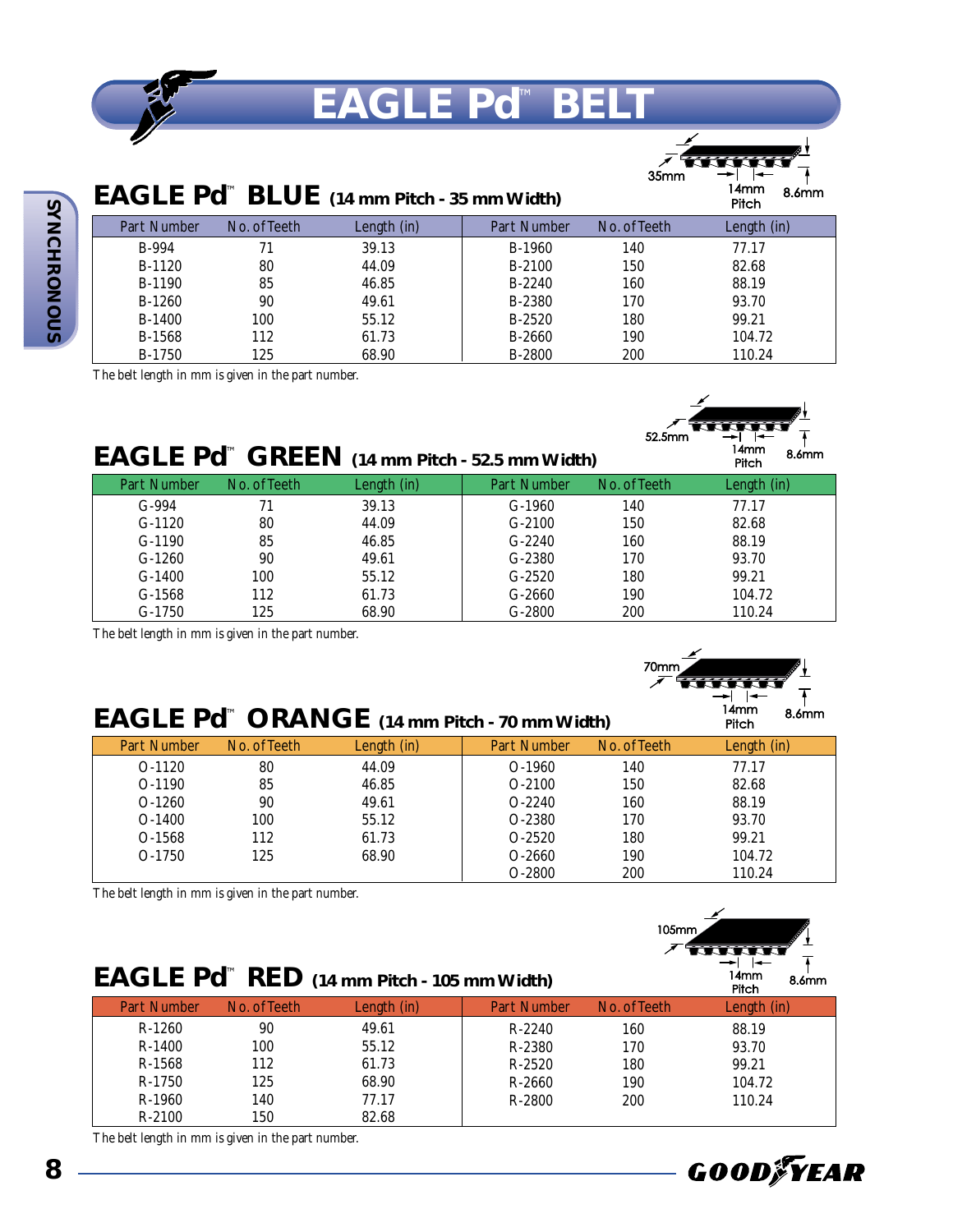# EAGLE Pd™ BELT

SYNCHRONOUS

## EAGLE Pd™ BLUE (14 mm Pitch - 35 mm Width)

35mm | 14mm Pitch | 8.6mm

| Part Number | No. of Teeth | Length (in) | Part Number | No. of Teeth | Length (in) |
|---|---|---|---|---|---|
| B-994 | 71 | 39.13 | B-1960 | 140 | 77.17 |
| B-1120 | 80 | 44.09 | B-2100 | 150 | 82.68 |
| B-1190 | 85 | 46.85 | B-2240 | 160 | 88.19 |
| B-1260 | 90 | 49.61 | B-2380 | 170 | 93.70 |
| B-1400 | 100 | 55.12 | B-2520 | 180 | 99.21 |
| B-1568 | 112 | 61.73 | B-2660 | 190 | 104.72 |
| B-1750 | 125 | 68.90 | B-2800 | 200 | 110.24 |

The belt length in mm is given in the part number.

## EAGLE Pd™ GREEN (14 mm Pitch - 52.5 mm Width)

52.5mm | 14mm Pitch | 8.6mm

| Part Number | No. of Teeth | Length (in) | Part Number | No. of Teeth | Length (in) |
|---|---|---|---|---|---|
| G-994 | 71 | 39.13 | G-1960 | 140 | 77.17 |
| G-1120 | 80 | 44.09 | G-2100 | 150 | 82.68 |
| G-1190 | 85 | 46.85 | G-2240 | 160 | 88.19 |
| G-1260 | 90 | 49.61 | G-2380 | 170 | 93.70 |
| G-1400 | 100 | 55.12 | G-2520 | 180 | 99.21 |
| G-1568 | 112 | 61.73 | G-2660 | 190 | 104.72 |
| G-1750 | 125 | 68.90 | G-2800 | 200 | 110.24 |

The belt length in mm is given in the part number.

## EAGLE Pd™ ORANGE (14 mm Pitch - 70 mm Width)

70mm | 14mm Pitch | 8.6mm

| Part Number | No. of Teeth | Length (in) | Part Number | No. of Teeth | Length (in) |
|---|---|---|---|---|---|
| O-1120 | 80 | 44.09 | O-1960 | 140 | 77.17 |
| O-1190 | 85 | 46.85 | O-2100 | 150 | 82.68 |
| O-1260 | 90 | 49.61 | O-2240 | 160 | 88.19 |
| O-1400 | 100 | 55.12 | O-2380 | 170 | 93.70 |
| O-1568 | 112 | 61.73 | O-2520 | 180 | 99.21 |
| O-1750 | 125 | 68.90 | O-2660 | 190 | 104.72 |
| | | | O-2800 | 200 | 110.24 |

The belt length in mm is given in the part number.

## EAGLE Pd™ RED (14 mm Pitch - 105 mm Width)

105mm | 14mm Pitch | 8.6mm

| Part Number | No. of Teeth | Length (in) | Part Number | No. of Teeth | Length (in) |
|---|---|---|---|---|---|
| R-1260 | 90 | 49.61 | R-2240 | 160 | 88.19 |
| R-1400 | 100 | 55.12 | R-2380 | 170 | 93.70 |
| R-1568 | 112 | 61.73 | R-2520 | 180 | 99.21 |
| R-1750 | 125 | 68.90 | R-2660 | 190 | 104.72 |
| R-1960 | 140 | 77.17 | R-2800 | 200 | 110.24 |
| R-2100 | 150 | 82.68 | | | |

The belt length in mm is given in the part number.

GOODYEAR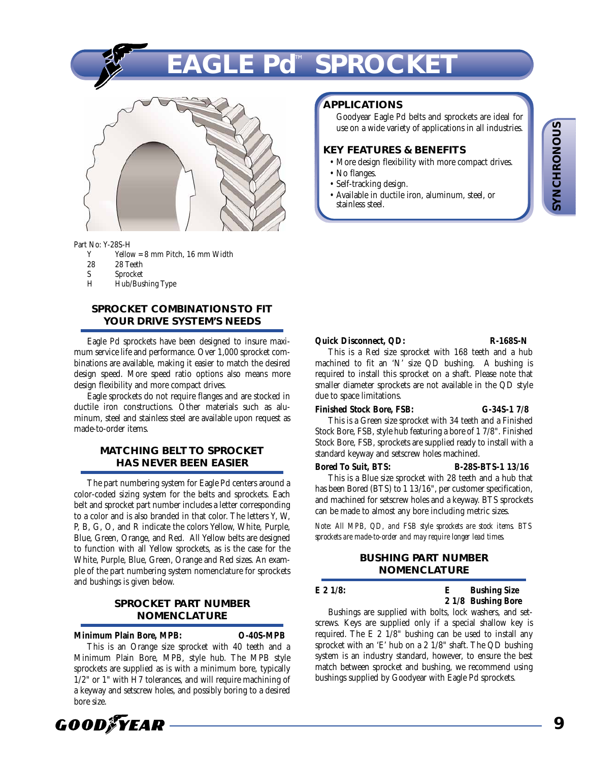# EAGLE Pd™ SPROCKET

Part No: Y-28S-H

| | |
|---|---|
| Y | Yellow = 8 mm Pitch, 16 mm Width |
| 28 | 28 Teeth |
| S | Sprocket |
| H | Hub/Bushing Type |

## APPLICATIONS

Goodyear Eagle Pd belts and sprockets are ideal for use on a wide variety of applications in all industries.

## KEY FEATURES & BENEFITS

- More design flexibility with more compact drives.
- No flanges.
- Self-tracking design.
- Available in ductile iron, aluminum, steel, or stainless steel.

SYNCHRONOUS

## SPROCKET COMBINATIONS TO FIT YOUR DRIVE SYSTEM'S NEEDS

Eagle Pd sprockets have been designed to insure maximum service life and performance. Over 1,000 sprocket combinations are available, making it easier to match the desired design speed. More speed ratio options also means more design flexibility and more compact drives.

Eagle sprockets do not require flanges and are stocked in ductile iron constructions. Other materials such as aluminum, steel and stainless steel are available upon request as made-to-order items.

## MATCHING BELT TO SPROCKET HAS NEVER BEEN EASIER

The part numbering system for Eagle Pd centers around a color-coded sizing system for the belts and sprockets. Each belt and sprocket part number includes a letter corresponding to a color and is also branded in that color. The letters Y, W, P, B, G, O, and R indicate the colors Yellow, White, Purple, Blue, Green, Orange, and Red. All Yellow belts are designed to function with all Yellow sprockets, as is the case for the White, Purple, Blue, Green, Orange and Red sizes. An example of the part numbering system nomenclature for sprockets and bushings is given below.

## SPROCKET PART NUMBER NOMENCLATURE

**Minimum Plain Bore, MPB:** **O-40S-MPB**

This is an Orange size sprocket with 40 teeth and a Minimum Plain Bore, MPB, style hub. The MPB style sprockets are supplied as is with a minimum bore, typically 1/2" or 1" with H7 tolerances, and will require machining of a keyway and setscrew holes, and possibly boring to a desired bore size.

**Quick Disconnect, QD:** **R-168S-N**

This is a Red size sprocket with 168 teeth and a hub machined to fit an 'N' size QD bushing. A bushing is required to install this sprocket on a shaft. Please note that smaller diameter sprockets are not available in the QD style due to space limitations.

**Finished Stock Bore, FSB:** **G-34S-1 7/8**

This is a Green size sprocket with 34 teeth and a Finished Stock Bore, FSB, style hub featuring a bore of 1 7/8". Finished Stock Bore, FSB, sprockets are supplied ready to install with a standard keyway and setscrew holes machined.

**Bored To Suit, BTS:** **B-28S-BTS-1 13/16**

This is a Blue size sprocket with 28 teeth and a hub that has been Bored (BTS) to 1 13/16", per customer specification, and machined for setscrew holes and a keyway. BTS sprockets can be made to almost any bore including metric sizes.

*Note: All MPB, QD, and FSB style sprockets are stock items. BTS sprockets are made-to-order and may require longer lead times.*

## BUSHING PART NUMBER NOMENCLATURE

**E 2 1/8:**

| | |
|---|---|
| **E** | **Bushing Size** |
| **2 1/8** | **Bushing Bore** |

Bushings are supplied with bolts, lock washers, and setscrews. Keys are supplied only if a special shallow key is required. The E 2 1/8" bushing can be used to install any sprocket with an 'E' hub on a 2 1/8" shaft. The QD bushing system is an industry standard, however, to ensure the best match between sprocket and bushing, we recommend using bushings supplied by Goodyear with Eagle Pd sprockets.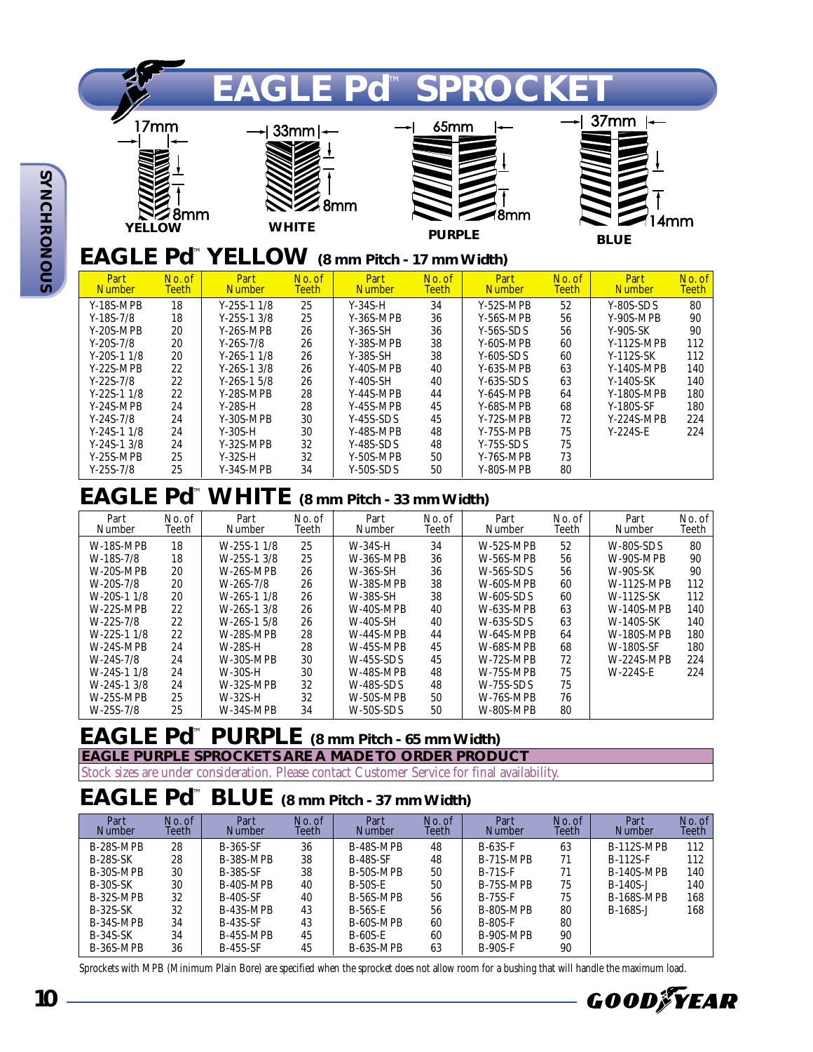# EAGLE Pd™ SPROCKET

17mm 8mm YELLOW | 33mm 8mm WHITE | 65mm 8mm PURPLE | 37mm 14mm BLUE

## EAGLE Pd™ YELLOW (8 mm Pitch - 17 mm Width)

| Part Number | No. of Teeth | Part Number | No. of Teeth | Part Number | No. of Teeth | Part Number | No. of Teeth | Part Number | No. of Teeth |
|---|---|---|---|---|---|---|---|---|---|
| Y-18S-MPB | 18 | Y-25S-1 1/8 | 25 | Y-34S-H | 34 | Y-52S-MPB | 52 | Y-80S-SDS | 80 |
| Y-18S-7/8 | 18 | Y-25S-1 3/8 | 25 | Y-36S-MPB | 36 | Y-56S-MPB | 56 | Y-90S-MPB | 90 |
| Y-20S-MPB | 20 | Y-26S-MPB | 26 | Y-36S-SH | 36 | Y-56S-SDS | 56 | Y-90S-SK | 90 |
| Y-20S-7/8 | 20 | Y-26S-7/8 | 26 | Y-38S-MPB | 38 | Y-60S-MPB | 60 | Y-112S-MPB | 112 |
| Y-20S-1 1/8 | 20 | Y-26S-1 1/8 | 26 | Y-38S-SH | 38 | Y-60S-SDS | 60 | Y-112S-SK | 112 |
| Y-22S-MPB | 22 | Y-26S-1 3/8 | 26 | Y-40S-MPB | 40 | Y-63S-MPB | 63 | Y-140S-MPB | 140 |
| Y-22S-7/8 | 22 | Y-26S-1 5/8 | 26 | Y-40S-SH | 40 | Y-63S-SDS | 63 | Y-140S-SK | 140 |
| Y-22S-1 1/8 | 22 | Y-28S-MPB | 28 | Y-44S-MPB | 44 | Y-64S-MPB | 64 | Y-180S-MPB | 180 |
| Y-24S-MPB | 24 | Y-28S-H | 28 | Y-45S-MPB | 45 | Y-68S-MPB | 68 | Y-180S-SF | 180 |
| Y-24S-7/8 | 24 | Y-30S-MPB | 30 | Y-45S-SDS | 45 | Y-72S-MPB | 72 | Y-224S-MPB | 224 |
| Y-24S-1 1/8 | 24 | Y-30S-H | 30 | Y-48S-MPB | 48 | Y-75S-MPB | 75 | Y-224S-E | 224 |
| Y-24S-1 3/8 | 24 | Y-32S-MPB | 32 | Y-48S-SDS | 48 | Y-75S-SDS | 75 | | |
| Y-25S-MPB | 25 | Y-32S-H | 32 | Y-50S-MPB | 50 | Y-76S-MPB | 73 | | |
| Y-25S-7/8 | 25 | Y-34S-MPB | 34 | Y-50S-SDS | 50 | Y-80S-MPB | 80 | | |

## EAGLE Pd™ WHITE (8 mm Pitch - 33 mm Width)

| Part Number | No. of Teeth | Part Number | No. of Teeth | Part Number | No. of Teeth | Part Number | No. of Teeth | Part Number | No. of Teeth |
|---|---|---|---|---|---|---|---|---|---|
| W-18S-MPB | 18 | W-25S-1 1/8 | 25 | W-34S-H | 34 | W-52S-MPB | 52 | W-80S-SDS | 80 |
| W-18S-7/8 | 18 | W-25S-1 3/8 | 25 | W-36S-MPB | 36 | W-56S-MPB | 56 | W-90S-MPB | 90 |
| W-20S-MPB | 20 | W-26S-MPB | 26 | W-36S-SH | 36 | W-56S-SDS | 56 | W-90S-SK | 90 |
| W-20S-7/8 | 20 | W-26S-7/8 | 26 | W-38S-MPB | 38 | W-60S-MPB | 60 | W-112S-MPB | 112 |
| W-20S-1 1/8 | 20 | W-26S-1 1/8 | 26 | W-38S-SH | 38 | W-60S-SDS | 60 | W-112S-SK | 112 |
| W-22S-MPB | 22 | W-26S-1 3/8 | 26 | W-40S-MPB | 40 | W-63S-MPB | 63 | W-140S-MPB | 140 |
| W-22S-7/8 | 22 | W-26S-1 5/8 | 26 | W-40S-SH | 40 | W-63S-SDS | 63 | W-140S-SK | 140 |
| W-22S-1 1/8 | 22 | W-28S-MPB | 28 | W-44S-MPB | 44 | W-64S-MPB | 64 | W-180S-MPB | 180 |
| W-24S-MPB | 24 | W-28S-H | 28 | W-45S-MPB | 45 | W-68S-MPB | 68 | W-180S-SF | 180 |
| W-24S-7/8 | 24 | W-30S-MPB | 30 | W-45S-SDS | 45 | W-72S-MPB | 72 | W-224S-MPB | 224 |
| W-24S-1 1/8 | 24 | W-30S-H | 30 | W-48S-MPB | 48 | W-75S-MPB | 75 | W-224S-E | 224 |
| W-24S-1 3/8 | 24 | W-32S-MPB | 32 | W-48S-SDS | 48 | W-75S-SDS | 75 | | |
| W-25S-MPB | 25 | W-32S-H | 32 | W-50S-MPB | 50 | W-76S-MPB | 76 | | |
| W-25S-7/8 | 25 | W-34S-MPB | 34 | W-50S-SDS | 50 | W-80S-MPB | 80 | | |

## EAGLE Pd™ PURPLE (8 mm Pitch - 65 mm Width)

**EAGLE PURPLE SPROCKETS ARE A MADE TO ORDER PRODUCT**

Stock sizes are under consideration. Please contact Customer Service for final availability.

## EAGLE Pd™ BLUE (8 mm Pitch - 37 mm Width)

| Part Number | No. of Teeth | Part Number | No. of Teeth | Part Number | No. of Teeth | Part Number | No. of Teeth | Part Number | No. of Teeth |
|---|---|---|---|---|---|---|---|---|---|
| B-28S-MPB | 28 | B-36S-SF | 36 | B-48S-MPB | 48 | B-63S-F | 63 | B-112S-MPB | 112 |
| B-28S-SK | 28 | B-38S-MPB | 38 | B-48S-SF | 48 | B-71S-MPB | 71 | B-112S-F | 112 |
| B-30S-MPB | 30 | B-38S-SF | 38 | B-50S-MPB | 50 | B-71S-F | 71 | B-140S-MPB | 140 |
| B-30S-SK | 30 | B-40S-MPB | 40 | B-50S-E | 50 | B-75S-MPB | 75 | B-140S-J | 140 |
| B-32S-MPB | 32 | B-40S-SF | 40 | B-56S-MPB | 56 | B-75S-F | 75 | B-168S-MPB | 168 |
| B-32S-SK | 32 | B-43S-MPB | 43 | B-56S-E | 56 | B-80S-MPB | 80 | B-168S-J | 168 |
| B-34S-MPB | 34 | B-43S-SF | 43 | B-60S-MPB | 60 | B-80S-F | 80 | | |
| B-34S-SK | 34 | B-45S-MPB | 45 | B-60S-E | 60 | B-90S-MPB | 90 | | |
| B-36S-MPB | 36 | B-45S-SF | 45 | B-63S-MPB | 63 | B-90S-F | 90 | | |

Sprockets with MPB (Minimum Plain Bore) are specified when the sprocket does not allow room for a bushing that will handle the maximum load.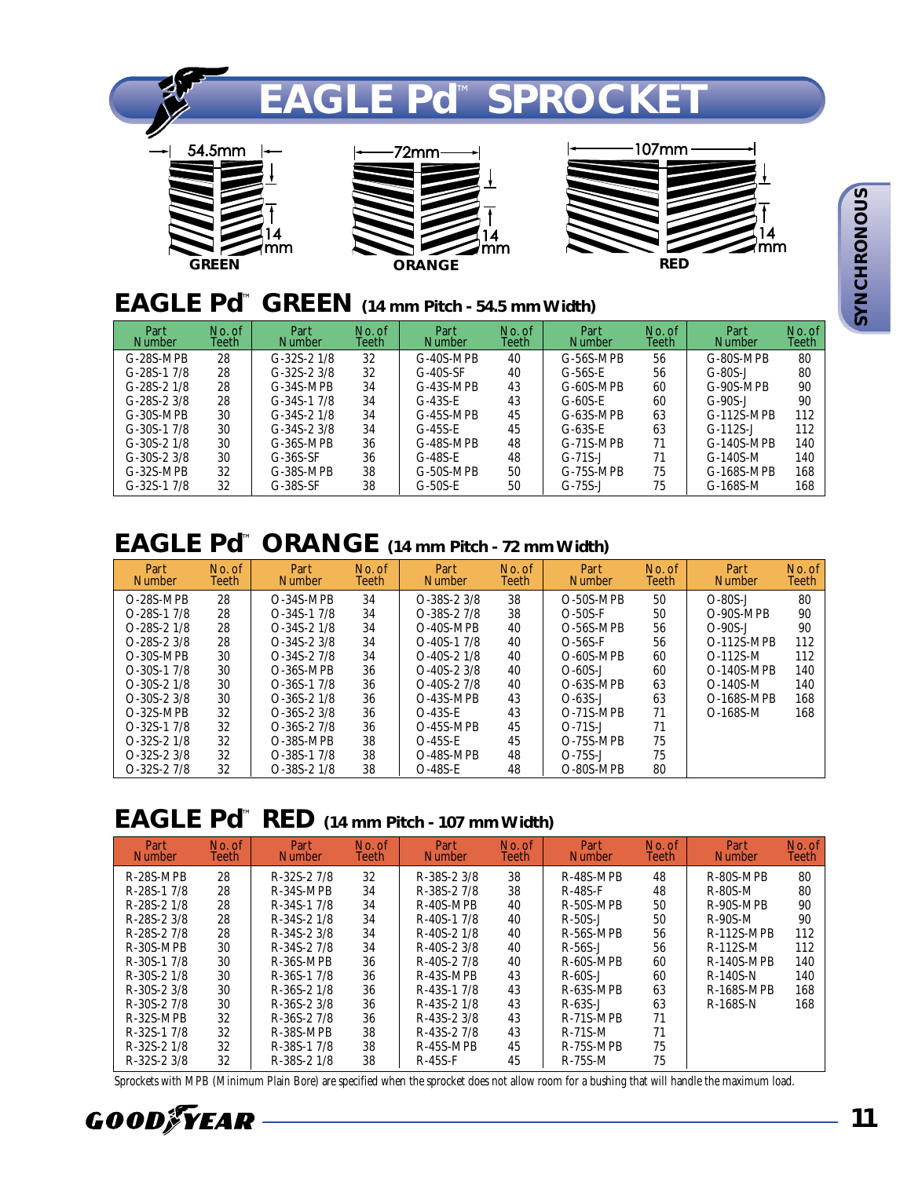# EAGLE Pd™ SPROCKET

54.5mm 14 mm GREEN

72mm 14 mm ORANGE

107mm 14 mm RED

SYNCHRONOUS

## EAGLE Pd™ GREEN (14 mm Pitch - 54.5 mm Width)

| Part Number | No. of Teeth | Part Number | No. of Teeth | Part Number | No. of Teeth | Part Number | No. of Teeth | Part Number | No. of Teeth |
|---|---|---|---|---|---|---|---|---|---|
| G-28S-MPB | 28 | G-32S-2 1/8 | 32 | G-40S-MPB | 40 | G-56S-MPB | 56 | G-80S-MPB | 80 |
| G-28S-1 7/8 | 28 | G-32S-2 3/8 | 32 | G-40S-SF | 40 | G-56S-E | 56 | G-80S-J | 80 |
| G-28S-2 1/8 | 28 | G-34S-MPB | 34 | G-43S-MPB | 43 | G-60S-MPB | 60 | G-90S-MPB | 90 |
| G-28S-2 3/8 | 28 | G-34S-1 7/8 | 34 | G-43S-E | 43 | G-60S-E | 60 | G-90S-J | 90 |
| G-30S-MPB | 30 | G-34S-2 1/8 | 34 | G-45S-MPB | 45 | G-63S-MPB | 63 | G-112S-MPB | 112 |
| G-30S-1 7/8 | 30 | G-34S-2 3/8 | 34 | G-45S-E | 45 | G-63S-E | 63 | G-112S-J | 112 |
| G-30S-2 1/8 | 30 | G-36S-MPB | 36 | G-48S-MPB | 48 | G-71S-MPB | 71 | G-140S-MPB | 140 |
| G-30S-2 3/8 | 30 | G-36S-SF | 36 | G-48S-E | 48 | G-71S-J | 71 | G-140S-M | 140 |
| G-32S-MPB | 32 | G-38S-MPB | 38 | G-50S-MPB | 50 | G-75S-MPB | 75 | G-168S-MPB | 168 |
| G-32S-1 7/8 | 32 | G-38S-SF | 38 | G-50S-E | 50 | G-75S-J | 75 | G-168S-M | 168 |

## EAGLE Pd™ ORANGE (14 mm Pitch - 72 mm Width)

| Part Number | No. of Teeth | Part Number | No. of Teeth | Part Number | No. of Teeth | Part Number | No. of Teeth | Part Number | No. of Teeth |
|---|---|---|---|---|---|---|---|---|---|
| O-28S-MPB | 28 | O-34S-MPB | 34 | O-38S-2 3/8 | 38 | O-50S-MPB | 50 | O-80S-J | 80 |
| O-28S-1 7/8 | 28 | O-34S-1 7/8 | 34 | O-38S-2 7/8 | 38 | O-50S-F | 50 | O-90S-MPB | 90 |
| O-28S-2 1/8 | 28 | O-34S-2 1/8 | 34 | O-40S-MPB | 40 | O-56S-MPB | 56 | O-90S-J | 90 |
| O-28S-2 3/8 | 28 | O-34S-2 3/8 | 34 | O-40S-1 7/8 | 40 | O-56S-F | 56 | O-112S-MPB | 112 |
| O-30S-MPB | 30 | O-34S-2 7/8 | 34 | O-40S-2 1/8 | 40 | O-60S-MPB | 60 | O-112S-M | 112 |
| O-30S-1 7/8 | 30 | O-36S-MPB | 36 | O-40S-2 3/8 | 40 | O-60S-J | 60 | O-140S-MPB | 140 |
| O-30S-2 1/8 | 30 | O-36S-1 7/8 | 36 | O-40S-2 7/8 | 40 | O-63S-MPB | 63 | O-140S-M | 140 |
| O-30S-2 3/8 | 30 | O-36S-2 1/8 | 36 | O-43S-MPB | 43 | O-63S-J | 63 | O-168S-MPB | 168 |
| O-32S-MPB | 32 | O-36S-2 3/8 | 36 | O-43S-E | 43 | O-71S-MPB | 71 | O-168S-M | 168 |
| O-32S-1 7/8 | 32 | O-36S-2 7/8 | 36 | O-45S-MPB | 45 | O-71S-J | 71 | | |
| O-32S-2 1/8 | 32 | O-38S-MPB | 38 | O-45S-E | 45 | O-75S-MPB | 75 | | |
| O-32S-2 3/8 | 32 | O-38S-1 7/8 | 38 | O-48S-MPB | 48 | O-75S-J | 75 | | |
| O-32S-2 7/8 | 32 | O-38S-2 1/8 | 38 | O-48S-E | 48 | O-80S-MPB | 80 | | |

## EAGLE Pd™ RED (14 mm Pitch - 107 mm Width)

| Part Number | No. of Teeth | Part Number | No. of Teeth | Part Number | No. of Teeth | Part Number | No. of Teeth | Part Number | No. of Teeth |
|---|---|---|---|---|---|---|---|---|---|
| R-28S-MPB | 28 | R-32S-2 7/8 | 32 | R-38S-2 3/8 | 38 | R-48S-MPB | 48 | R-80S-MPB | 80 |
| R-28S-1 7/8 | 28 | R-34S-MPB | 34 | R-38S-2 7/8 | 38 | R-48S-F | 48 | R-80S-M | 80 |
| R-28S-2 1/8 | 28 | R-34S-1 7/8 | 34 | R-40S-MPB | 40 | R-50S-MPB | 50 | R-90S-MPB | 90 |
| R-28S-2 3/8 | 28 | R-34S-2 1/8 | 34 | R-40S-1 7/8 | 40 | R-50S-J | 50 | R-90S-M | 90 |
| R-28S-2 7/8 | 28 | R-34S-2 3/8 | 34 | R-40S-2 1/8 | 40 | R-56S-MPB | 56 | R-112S-MPB | 112 |
| R-30S-MPB | 30 | R-34S-2 7/8 | 34 | R-40S-2 3/8 | 40 | R-56S-J | 56 | R-112S-M | 112 |
| R-30S-1 7/8 | 30 | R-36S-MPB | 36 | R-40S-2 7/8 | 40 | R-60S-MPB | 60 | R-140S-MPB | 140 |
| R-30S-2 1/8 | 30 | R-36S-1 7/8 | 36 | R-43S-MPB | 43 | R-60S-J | 60 | R-140S-N | 140 |
| R-30S-2 3/8 | 30 | R-36S-2 1/8 | 36 | R-43S-1 7/8 | 43 | R-63S-MPB | 63 | R-168S-MPB | 168 |
| R-30S-2 7/8 | 30 | R-36S-2 3/8 | 36 | R-43S-2 1/8 | 43 | R-63S-J | 63 | R-168S-N | 168 |
| R-32S-MPB | 32 | R-36S-2 7/8 | 36 | R-43S-2 3/8 | 43 | R-71S-MPB | 71 | | |
| R-32S-1 7/8 | 32 | R-38S-MPB | 38 | R-43S-2 7/8 | 43 | R-71S-M | 71 | | |
| R-32S-2 1/8 | 32 | R-38S-1 7/8 | 38 | R-45S-MPB | 45 | R-75S-MPB | 75 | | |
| R-32S-2 3/8 | 32 | R-38S-2 1/8 | 38 | R-45S-F | 45 | R-75S-M | 75 | | |

*Sprockets with MPB (Minimum Plain Bore) are specified when the sprocket does not allow room for a bushing that will handle the maximum load.*

GOODYEAR